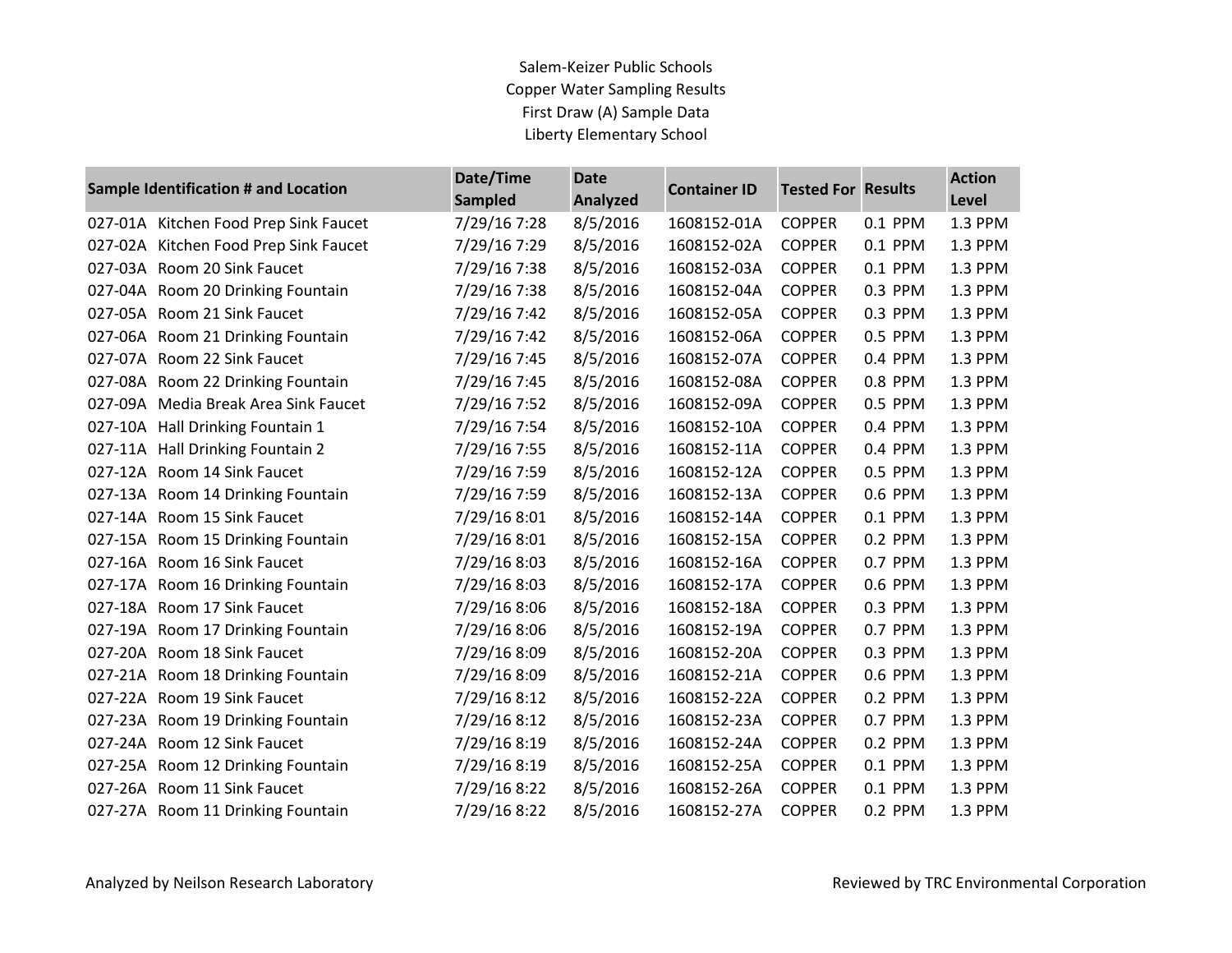# Salem-Keizer Public Schools

## Copper Water Sampling Results

### First Draw (A) Sample Data

### Liberty Elementary School

| Sample Identification # and Location | Date/Time Sampled | Date Analyzed | Container ID | Tested For | Results | Action Level |
|---|---|---|---|---|---|---|
| 027-01A Kitchen Food Prep Sink Faucet | 7/29/16 7:28 | 8/5/2016 | 1608152-01A | COPPER | 0.1 PPM | 1.3 PPM |
| 027-02A Kitchen Food Prep Sink Faucet | 7/29/16 7:29 | 8/5/2016 | 1608152-02A | COPPER | 0.1 PPM | 1.3 PPM |
| 027-03A Room 20 Sink Faucet | 7/29/16 7:38 | 8/5/2016 | 1608152-03A | COPPER | 0.1 PPM | 1.3 PPM |
| 027-04A Room 20 Drinking Fountain | 7/29/16 7:38 | 8/5/2016 | 1608152-04A | COPPER | 0.3 PPM | 1.3 PPM |
| 027-05A Room 21 Sink Faucet | 7/29/16 7:42 | 8/5/2016 | 1608152-05A | COPPER | 0.3 PPM | 1.3 PPM |
| 027-06A Room 21 Drinking Fountain | 7/29/16 7:42 | 8/5/2016 | 1608152-06A | COPPER | 0.5 PPM | 1.3 PPM |
| 027-07A Room 22 Sink Faucet | 7/29/16 7:45 | 8/5/2016 | 1608152-07A | COPPER | 0.4 PPM | 1.3 PPM |
| 027-08A Room 22 Drinking Fountain | 7/29/16 7:45 | 8/5/2016 | 1608152-08A | COPPER | 0.8 PPM | 1.3 PPM |
| 027-09A Media Break Area Sink Faucet | 7/29/16 7:52 | 8/5/2016 | 1608152-09A | COPPER | 0.5 PPM | 1.3 PPM |
| 027-10A Hall Drinking Fountain 1 | 7/29/16 7:54 | 8/5/2016 | 1608152-10A | COPPER | 0.4 PPM | 1.3 PPM |
| 027-11A Hall Drinking Fountain 2 | 7/29/16 7:55 | 8/5/2016 | 1608152-11A | COPPER | 0.4 PPM | 1.3 PPM |
| 027-12A Room 14 Sink Faucet | 7/29/16 7:59 | 8/5/2016 | 1608152-12A | COPPER | 0.5 PPM | 1.3 PPM |
| 027-13A Room 14 Drinking Fountain | 7/29/16 7:59 | 8/5/2016 | 1608152-13A | COPPER | 0.6 PPM | 1.3 PPM |
| 027-14A Room 15 Sink Faucet | 7/29/16 8:01 | 8/5/2016 | 1608152-14A | COPPER | 0.1 PPM | 1.3 PPM |
| 027-15A Room 15 Drinking Fountain | 7/29/16 8:01 | 8/5/2016 | 1608152-15A | COPPER | 0.2 PPM | 1.3 PPM |
| 027-16A Room 16 Sink Faucet | 7/29/16 8:03 | 8/5/2016 | 1608152-16A | COPPER | 0.7 PPM | 1.3 PPM |
| 027-17A Room 16 Drinking Fountain | 7/29/16 8:03 | 8/5/2016 | 1608152-17A | COPPER | 0.6 PPM | 1.3 PPM |
| 027-18A Room 17 Sink Faucet | 7/29/16 8:06 | 8/5/2016 | 1608152-18A | COPPER | 0.3 PPM | 1.3 PPM |
| 027-19A Room 17 Drinking Fountain | 7/29/16 8:06 | 8/5/2016 | 1608152-19A | COPPER | 0.7 PPM | 1.3 PPM |
| 027-20A Room 18 Sink Faucet | 7/29/16 8:09 | 8/5/2016 | 1608152-20A | COPPER | 0.3 PPM | 1.3 PPM |
| 027-21A Room 18 Drinking Fountain | 7/29/16 8:09 | 8/5/2016 | 1608152-21A | COPPER | 0.6 PPM | 1.3 PPM |
| 027-22A Room 19 Sink Faucet | 7/29/16 8:12 | 8/5/2016 | 1608152-22A | COPPER | 0.2 PPM | 1.3 PPM |
| 027-23A Room 19 Drinking Fountain | 7/29/16 8:12 | 8/5/2016 | 1608152-23A | COPPER | 0.7 PPM | 1.3 PPM |
| 027-24A Room 12 Sink Faucet | 7/29/16 8:19 | 8/5/2016 | 1608152-24A | COPPER | 0.2 PPM | 1.3 PPM |
| 027-25A Room 12 Drinking Fountain | 7/29/16 8:19 | 8/5/2016 | 1608152-25A | COPPER | 0.1 PPM | 1.3 PPM |
| 027-26A Room 11 Sink Faucet | 7/29/16 8:22 | 8/5/2016 | 1608152-26A | COPPER | 0.1 PPM | 1.3 PPM |
| 027-27A Room 11 Drinking Fountain | 7/29/16 8:22 | 8/5/2016 | 1608152-27A | COPPER | 0.2 PPM | 1.3 PPM |

Analyzed by Neilson Research Laboratory

Reviewed by TRC Environmental Corporation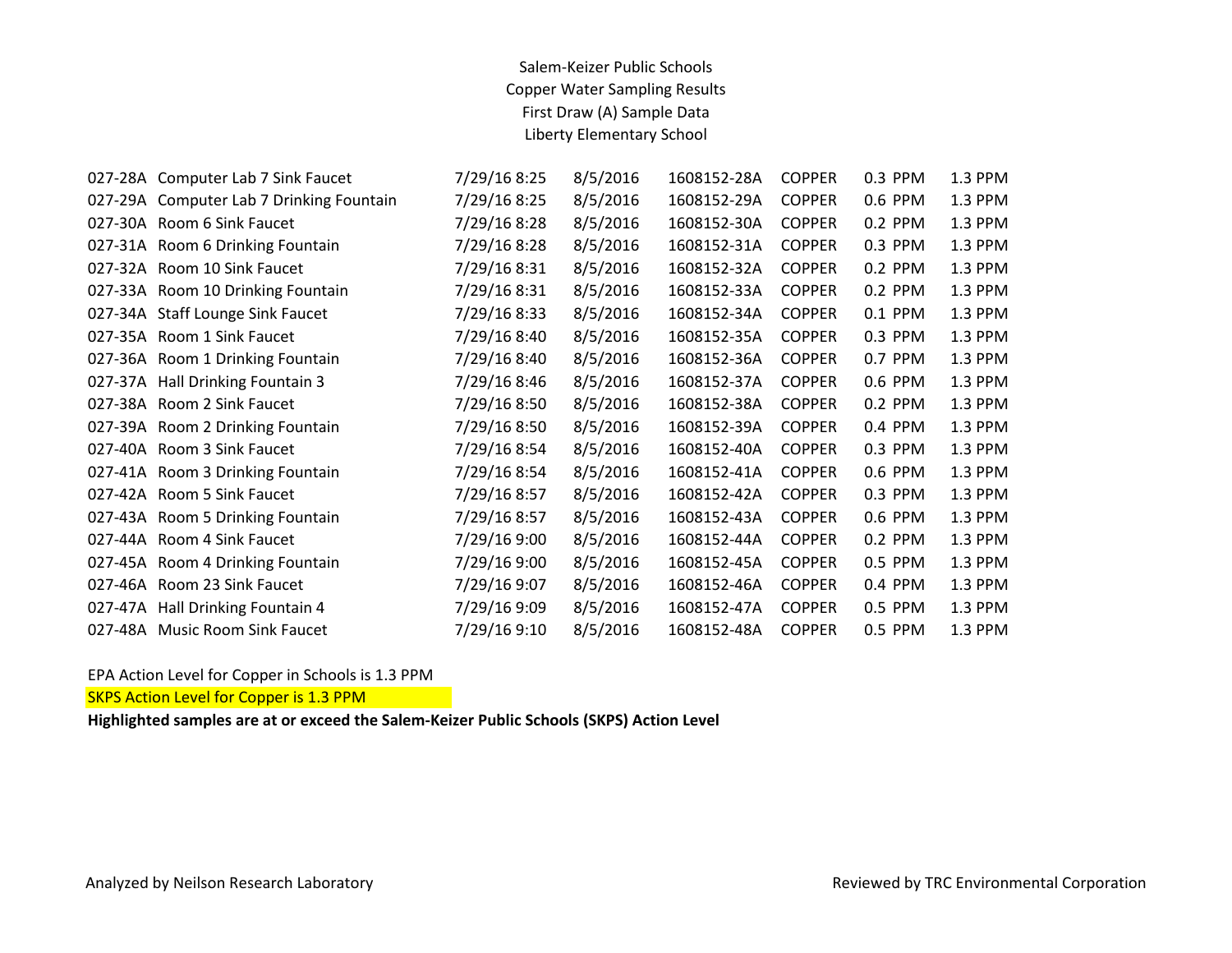Salem-Keizer Public Schools
Copper Water Sampling Results
First Draw (A) Sample Data
Liberty Elementary School

| | | | | | | | |
|---|---|---|---|---|---|---|---|
| 027-28A | Computer Lab 7 Sink Faucet | 7/29/16 8:25 | 8/5/2016 | 1608152-28A | COPPER | 0.3 PPM | 1.3 PPM |
| 027-29A | Computer Lab 7 Drinking Fountain | 7/29/16 8:25 | 8/5/2016 | 1608152-29A | COPPER | 0.6 PPM | 1.3 PPM |
| 027-30A | Room 6 Sink Faucet | 7/29/16 8:28 | 8/5/2016 | 1608152-30A | COPPER | 0.2 PPM | 1.3 PPM |
| 027-31A | Room 6 Drinking Fountain | 7/29/16 8:28 | 8/5/2016 | 1608152-31A | COPPER | 0.3 PPM | 1.3 PPM |
| 027-32A | Room 10 Sink Faucet | 7/29/16 8:31 | 8/5/2016 | 1608152-32A | COPPER | 0.2 PPM | 1.3 PPM |
| 027-33A | Room 10 Drinking Fountain | 7/29/16 8:31 | 8/5/2016 | 1608152-33A | COPPER | 0.2 PPM | 1.3 PPM |
| 027-34A | Staff Lounge Sink Faucet | 7/29/16 8:33 | 8/5/2016 | 1608152-34A | COPPER | 0.1 PPM | 1.3 PPM |
| 027-35A | Room 1 Sink Faucet | 7/29/16 8:40 | 8/5/2016 | 1608152-35A | COPPER | 0.3 PPM | 1.3 PPM |
| 027-36A | Room 1 Drinking Fountain | 7/29/16 8:40 | 8/5/2016 | 1608152-36A | COPPER | 0.7 PPM | 1.3 PPM |
| 027-37A | Hall Drinking Fountain 3 | 7/29/16 8:46 | 8/5/2016 | 1608152-37A | COPPER | 0.6 PPM | 1.3 PPM |
| 027-38A | Room 2 Sink Faucet | 7/29/16 8:50 | 8/5/2016 | 1608152-38A | COPPER | 0.2 PPM | 1.3 PPM |
| 027-39A | Room 2 Drinking Fountain | 7/29/16 8:50 | 8/5/2016 | 1608152-39A | COPPER | 0.4 PPM | 1.3 PPM |
| 027-40A | Room 3 Sink Faucet | 7/29/16 8:54 | 8/5/2016 | 1608152-40A | COPPER | 0.3 PPM | 1.3 PPM |
| 027-41A | Room 3 Drinking Fountain | 7/29/16 8:54 | 8/5/2016 | 1608152-41A | COPPER | 0.6 PPM | 1.3 PPM |
| 027-42A | Room 5 Sink Faucet | 7/29/16 8:57 | 8/5/2016 | 1608152-42A | COPPER | 0.3 PPM | 1.3 PPM |
| 027-43A | Room 5 Drinking Fountain | 7/29/16 8:57 | 8/5/2016 | 1608152-43A | COPPER | 0.6 PPM | 1.3 PPM |
| 027-44A | Room 4 Sink Faucet | 7/29/16 9:00 | 8/5/2016 | 1608152-44A | COPPER | 0.2 PPM | 1.3 PPM |
| 027-45A | Room 4 Drinking Fountain | 7/29/16 9:00 | 8/5/2016 | 1608152-45A | COPPER | 0.5 PPM | 1.3 PPM |
| 027-46A | Room 23 Sink Faucet | 7/29/16 9:07 | 8/5/2016 | 1608152-46A | COPPER | 0.4 PPM | 1.3 PPM |
| 027-47A | Hall Drinking Fountain 4 | 7/29/16 9:09 | 8/5/2016 | 1608152-47A | COPPER | 0.5 PPM | 1.3 PPM |
| 027-48A | Music Room Sink Faucet | 7/29/16 9:10 | 8/5/2016 | 1608152-48A | COPPER | 0.5 PPM | 1.3 PPM |

EPA Action Level for Copper in Schools is 1.3 PPM

SKPS Action Level for Copper is 1.3 PPM

**Highlighted samples are at or exceed the Salem-Keizer Public Schools (SKPS) Action Level**

Analyzed by Neilson Research Laboratory

Reviewed by TRC Environmental Corporation